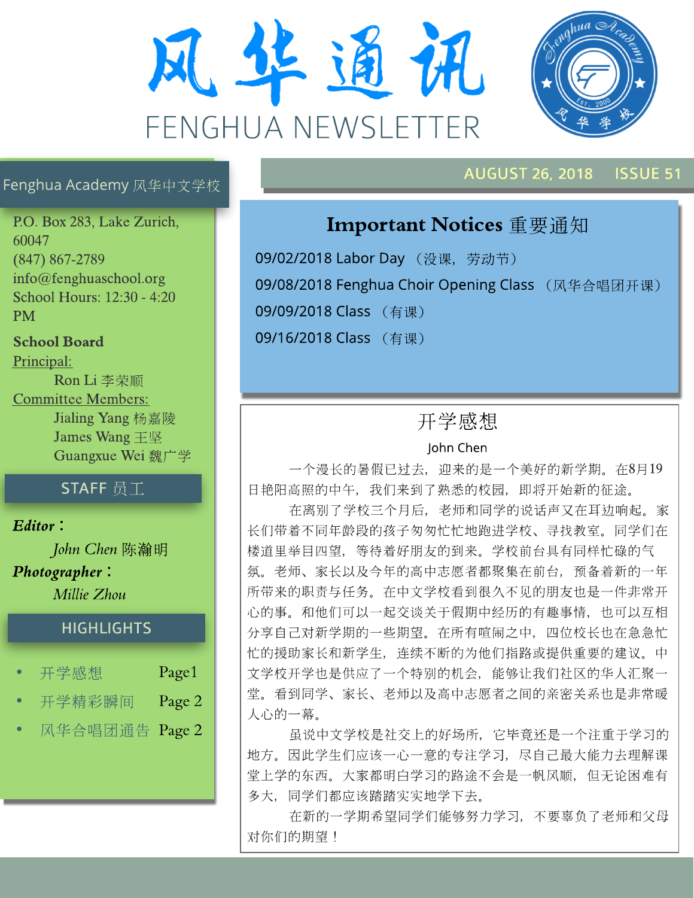# 风华通讯

# FENGHUA NEWSLETTER

AUGUST 26, 2018 ISSUE 51

## Fenghua Academy 风华中文学校

P.O. Box 283, Lake Zurich, 60047
(847) 867-2789
info@fenghuaschool.org
School Hours: 12:30 - 4:20 PM

**School Board**

Principal:
Ron Li 李荣顺

Committee Members:
Jialing Yang 杨嘉陵
James Wang 王坚
Guangxue Wei 魏广学

### STAFF 员工

***Editor*：**
*John Chen* 陈瀚明

***Photographer*：**
*Millie Zhou*

### HIGHLIGHTS

- 开学感想 Page1
- 开学精彩瞬间 Page 2
- 风华合唱团通告 Page 2

## Important Notices 重要通知

09/02/2018 Labor Day （没课，劳动节）

09/08/2018 Fenghua Choir Opening Class （风华合唱团开课）

09/09/2018 Class （有课）

09/16/2018 Class （有课）

## 开学感想

John Chen

一个漫长的暑假已过去，迎来的是一个美好的新学期。在8月19日艳阳高照的中午，我们来到了熟悉的校园，即将开始新的征途。

在离别了学校三个月后，老师和同学的说话声又在耳边响起。家长们带着不同年龄段的孩子匆匆忙忙地跑进学校、寻找教室。同学们在楼道里举目四望，等待着好朋友的到来。学校前台具有同样忙碌的气氛。老师、家长以及今年的高中志愿者都聚集在前台，预备着新的一年所带来的职责与任务。在中文学校看到很久不见的朋友也是一件非常开心的事。和他们可以一起交谈关于假期中经历的有趣事情，也可以互相分享自己对新学期的一些期望。在所有喧闹之中，四位校长也在急急忙忙的援助家长和新学生，连续不断的为他们指路或提供重要的建议。中文学校开学也是供应了一个特别的机会，能够让我们社区的华人汇聚一堂。看到同学、家长、老师以及高中志愿者之间的亲密关系也是非常暖人心的一幕。

虽说中文学校是社交上的好场所，它毕竟还是一个注重于学习的地方。因此学生们应该一心一意的专注学习，尽自己最大能力去理解课堂上学的东西。大家都明白学习的路途不会是一帆风顺，但无论困难有多大，同学们都应该踏踏实实地学下去。

在新的一学期希望同学们能够努力学习，不要辜负了老师和父母对你们的期望！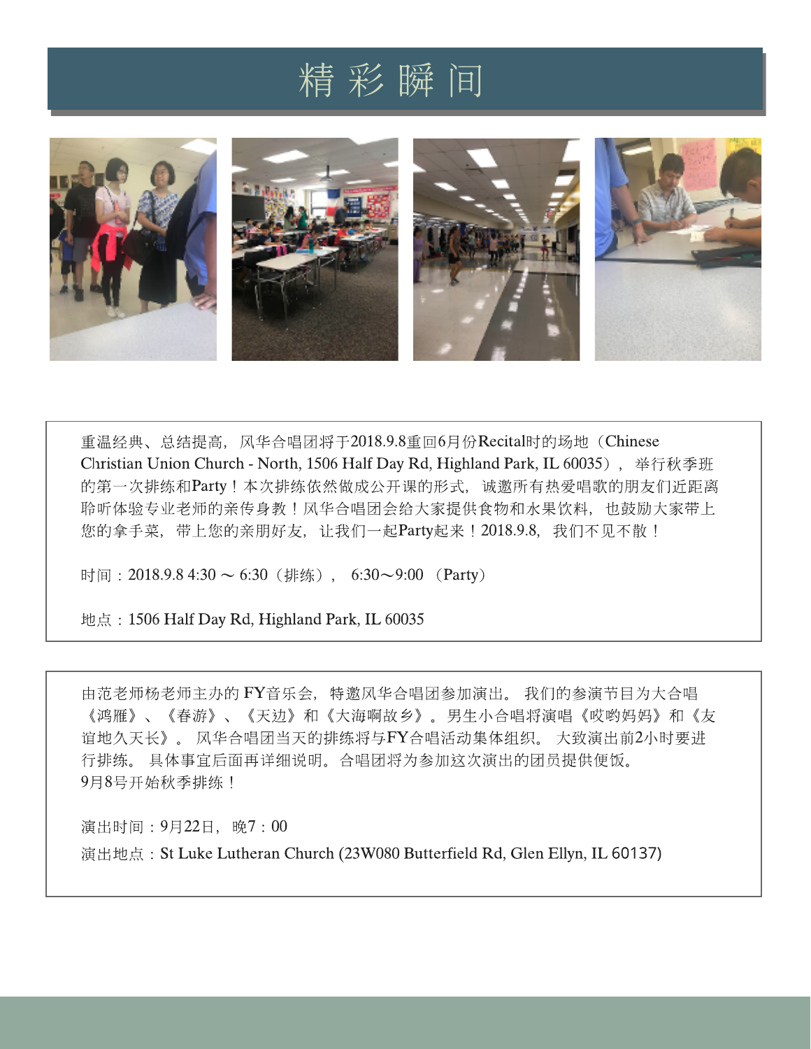# 精彩瞬间

重温经典、总结提高，风华合唱团将于2018.9.8重回6月份Recital时的场地（Chinese Christian Union Church - North, 1506 Half Day Rd, Highland Park, IL 60035），举行秋季班的第一次排练和Party！本次排练依然做成公开课的形式，诚邀所有热爱唱歌的朋友们近距离聆听体验专业老师的亲传身教！风华合唱团会给大家提供食物和水果饮料，也鼓励大家带上您的拿手菜，带上您的亲朋好友，让我们一起Party起来！2018.9.8，我们不见不散！

时间：2018.9.8 4:30 ～ 6:30（排练）， 6:30～9:00 （Party）

地点：1506 Half Day Rd, Highland Park, IL 60035

由范老师杨老师主办的 FY音乐会，特邀风华合唱团参加演出。 我们的参演节目为大合唱《鸿雁》、《春游》、《天边》和《大海啊故乡》。男生小合唱将演唱《哎哟妈妈》和《友谊地久天长》。 风华合唱团当天的排练将与FY合唱活动集体组织。 大致演出前2小时要进行排练。 具体事宜后面再详细说明。合唱团将为参加这次演出的团员提供便饭。
9月8号开始秋季排练！

演出时间：9月22日，晚7：00

演出地点：St Luke Lutheran Church (23W080 Butterfield Rd, Glen Ellyn, IL 60137)